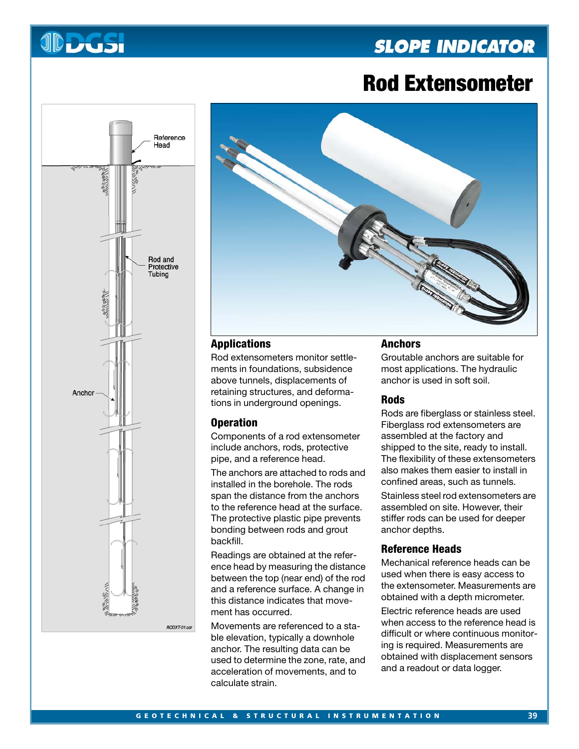# Rod Extensometer

## Applications

Rod extensometers monitor settlements in foundations, subsidence above tunnels, displacements of retaining structures, and deformations in underground openings.

## Operation

Components of a rod extensometer include anchors, rods, protective pipe, and a reference head.

The anchors are attached to rods and installed in the borehole. The rods span the distance from the anchors to the reference head at the surface. The protective plastic pipe prevents bonding between rods and grout backfill.

Readings are obtained at the reference head by measuring the distance between the top (near end) of the rod and a reference surface. A change in this distance indicates that movement has occurred.

Movements are referenced to a stable elevation, typically a downhole anchor. The resulting data can be used to determine the zone, rate, and acceleration of movements, and to calculate strain.

## Anchors

Groutable anchors are suitable for most applications. The hydraulic anchor is used in soft soil.

## Rods

Rods are fiberglass or stainless steel. Fiberglass rod extensometers are assembled at the factory and shipped to the site, ready to install. The flexibility of these extensometers also makes them easier to install in confined areas, such as tunnels.

Stainless steel rod extensometers are assembled on site. However, their stiffer rods can be used for deeper anchor depths.

## Reference Heads

Mechanical reference heads can be used when there is easy access to the extensometer. Measurements are obtained with a depth micrometer.

Electric reference heads are used when access to the reference head is difficult or where continuous monitoring is required. Measurements are obtained with displacement sensors and a readout or data logger.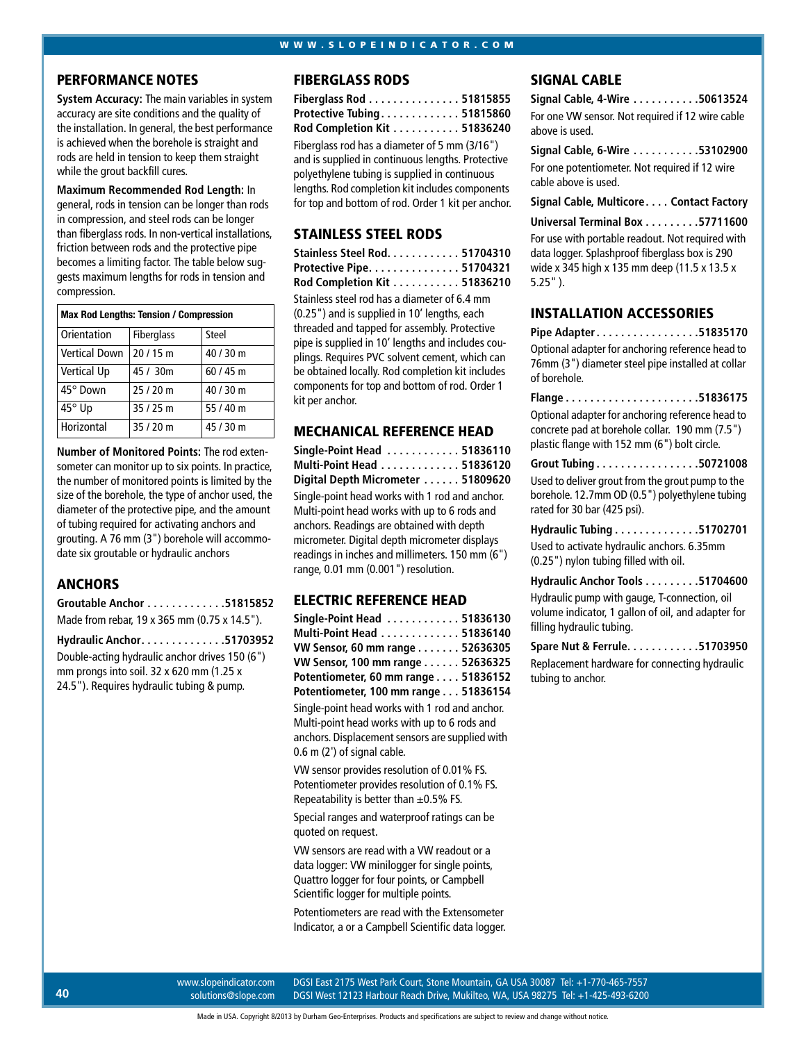## PERFORMANCE NOTES

**System Accuracy:** The main variables in system accuracy are site conditions and the quality of the installation. In general, the best performance is achieved when the borehole is straight and rods are held in tension to keep them straight while the grout backfill cures.

**Maximum Recommended Rod Length:** In general, rods in tension can be longer than rods in compression, and steel rods can be longer than fiberglass rods. In non-vertical installations, friction between rods and the protective pipe becomes a limiting factor. The table below suggests maximum lengths for rods in tension and compression.

| Max Rod Lengths: Tension / Compression | | |
|---|---|---|
| Orientation | Fiberglass | Steel |
| Vertical Down | 20 / 15 m | 40 / 30 m |
| Vertical Up | 45 / 30m | 60 / 45 m |
| 45° Down | 25 / 20 m | 40 / 30 m |
| 45° Up | 35 / 25 m | 55 / 40 m |
| Horizontal | 35 / 20 m | 45 / 30 m |

**Number of Monitored Points:** The rod extensometer can monitor up to six points. In practice, the number of monitored points is limited by the size of the borehole, the type of anchor used, the diameter of the protective pipe, and the amount of tubing required for activating anchors and grouting. A 76 mm (3") borehole will accommodate six groutable or hydraulic anchors

## ANCHORS

**Groutable Anchor . . . . . . . . . . . . .51815852**
Made from rebar, 19 x 365 mm (0.75 x 14.5").

**Hydraulic Anchor. . . . . . . . . . . . . .51703952**
Double-acting hydraulic anchor drives 150 (6") mm prongs into soil. 32 x 620 mm (1.25 x 24.5"). Requires hydraulic tubing & pump.

## FIBERGLASS RODS

**Fiberglass Rod . . . . . . . . . . . . . . . 51815855**
**Protective Tubing. . . . . . . . . . . . . 51815860**
**Rod Completion Kit . . . . . . . . . . . 51836240**

Fiberglass rod has a diameter of 5 mm (3/16") and is supplied in continuous lengths. Protective polyethylene tubing is supplied in continuous lengths. Rod completion kit includes components for top and bottom of rod. Order 1 kit per anchor.

## STAINLESS STEEL RODS

**Stainless Steel Rod. . . . . . . . . . . . 51704310**
**Protective Pipe. . . . . . . . . . . . . . . 51704321**
**Rod Completion Kit . . . . . . . . . . . 51836210**

Stainless steel rod has a diameter of 6.4 mm (0.25") and is supplied in 10' lengths, each threaded and tapped for assembly. Protective pipe is supplied in 10' lengths and includes couplings. Requires PVC solvent cement, which can be obtained locally. Rod completion kit includes components for top and bottom of rod. Order 1 kit per anchor.

## MECHANICAL REFERENCE HEAD

**Single-Point Head . . . . . . . . . . . . 51836110**
**Multi-Point Head . . . . . . . . . . . . . 51836120**
**Digital Depth Micrometer . . . . . . 51809620**

Single-point head works with 1 rod and anchor. Multi-point head works with up to 6 rods and anchors. Readings are obtained with depth micrometer. Digital depth micrometer displays readings in inches and millimeters. 150 mm (6") range, 0.01 mm (0.001") resolution.

## ELECTRIC REFERENCE HEAD

**Single-Point Head . . . . . . . . . . . . 51836130**
**Multi-Point Head . . . . . . . . . . . . . 51836140**
**VW Sensor, 60 mm range . . . . . . . 52636305**
**VW Sensor, 100 mm range . . . . . . 52636325**
**Potentiometer, 60 mm range . . . . 51836152**
**Potentiometer, 100 mm range . . . 51836154**

Single-point head works with 1 rod and anchor. Multi-point head works with up to 6 rods and anchors. Displacement sensors are supplied with 0.6 m (2') of signal cable.

VW sensor provides resolution of 0.01% FS. Potentiometer provides resolution of 0.1% FS. Repeatability is better than ±0.5% FS.

Special ranges and waterproof ratings can be quoted on request.

VW sensors are read with a VW readout or a data logger: VW minilogger for single points, Quattro logger for four points, or Campbell Scientific logger for multiple points.

Potentiometers are read with the Extensometer Indicator, a or a Campbell Scientific data logger.

## SIGNAL CABLE

**Signal Cable, 4-Wire . . . . . . . . . . .50613524**
For one VW sensor. Not required if 12 wire cable above is used.

**Signal Cable, 6-Wire . . . . . . . . . . .53102900**
For one potentiometer. Not required if 12 wire cable above is used.

**Signal Cable, Multicore . . . . Contact Factory**

**Universal Terminal Box . . . . . . . . .57711600**
For use with portable readout. Not required with data logger. Splashproof fiberglass box is 290 wide x 345 high x 135 mm deep (11.5 x 13.5 x 5.25").

## INSTALLATION ACCESSORIES

**Pipe Adapter. . . . . . . . . . . . . . . . .51835170**
Optional adapter for anchoring reference head to 76mm (3") diameter steel pipe installed at collar of borehole.

**Flange . . . . . . . . . . . . . . . . . . . . . .51836175**
Optional adapter for anchoring reference head to concrete pad at borehole collar. 190 mm (7.5") plastic flange with 152 mm (6") bolt circle.

**Grout Tubing . . . . . . . . . . . . . . . .50721008**
Used to deliver grout from the grout pump to the borehole. 12.7mm OD (0.5") polyethylene tubing rated for 30 bar (425 psi).

**Hydraulic Tubing . . . . . . . . . . . . .51702701**
Used to activate hydraulic anchors. 6.35mm (0.25") nylon tubing filled with oil.

**Hydraulic Anchor Tools . . . . . . . . .51704600**
Hydraulic pump with gauge, T-connection, oil volume indicator, 1 gallon of oil, and adapter for filling hydraulic tubing.

**Spare Nut & Ferrule. . . . . . . . . . . .51703950**
Replacement hardware for connecting hydraulic tubing to anchor.

www.slopeindicator.com solutions@slope.com DGSI East 2175 West Park Court, Stone Mountain, GA USA 30087 Tel: +1-770-465-7557 DGSI West 12123 Harbour Reach Drive, Mukilteo, WA, USA 98275 Tel: +1-425-493-6200

Made in USA. Copyright 8/2013 by Durham Geo-Enterprises. Products and specifications are subject to review and change without notice.